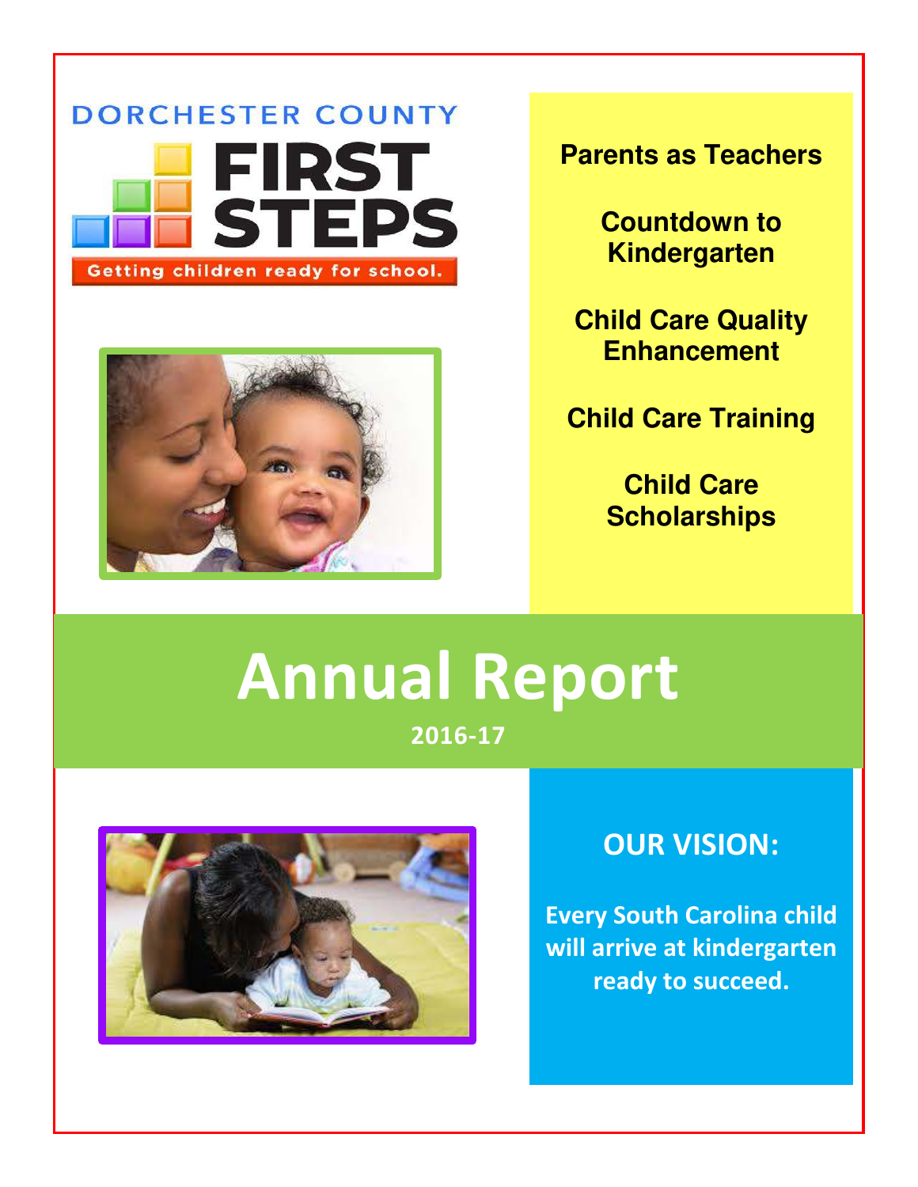DORCHESTER COUNTY

# FIRST STEPS

Getting children ready for school.

**Parents as Teachers**

**Countdown to Kindergarten**

**Child Care Quality Enhancement**

**Child Care Training**

**Child Care Scholarships**

# Annual Report

**2016-17**

## OUR VISION:

**Every South Carolina child will arrive at kindergarten ready to succeed.**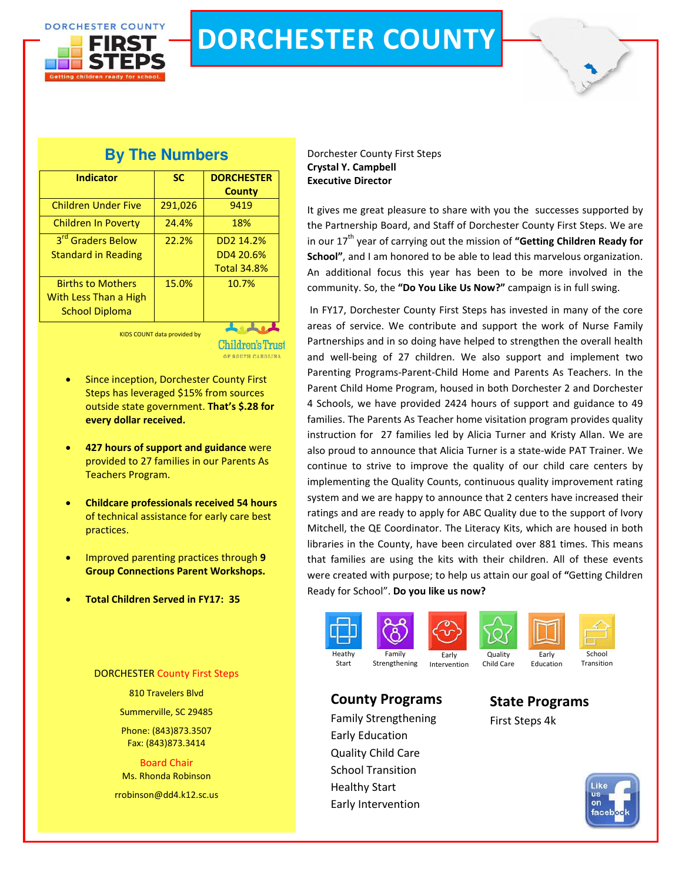# DORCHESTER COUNTY

DORCHESTER COUNTY FIRST STEPS
Getting children ready for school.

## By The Numbers

| Indicator | SC | DORCHESTER County |
|---|---|---|
| Children Under Five | 291,026 | 9419 |
| Children In Poverty | 24.4% | 18% |
| 3rd Graders Below Standard in Reading | 22.2% | DD2 14.2%<br>DD4 20.6%<br>Total 34.8% |
| Births to Mothers With Less Than a High School Diploma | 15.0% | 10.7% |

KIDS COUNT data provided by Children's Trust of South Carolina

- Since inception, Dorchester County First Steps has leveraged $15% from sources outside state government. **That's $.28 for every dollar received.**
- **427 hours of support and guidance** were provided to 27 families in our Parents As Teachers Program.
- **Childcare professionals received 54 hours** of technical assistance for early care best practices.
- Improved parenting practices through **9 Group Connections Parent Workshops.**
- **Total Children Served in FY17: 35**

DORCHESTER County First Steps

810 Travelers Blvd

Summerville, SC 29485

Phone: (843)873.3507
Fax: (843)873.3414

Board Chair
Ms. Rhonda Robinson

rrobinson@dd4.k12.sc.us

Dorchester County First Steps
**Crystal Y. Campbell**
**Executive Director**

It gives me great pleasure to share with you the successes supported by the Partnership Board, and Staff of Dorchester County First Steps. We are in our 17th year of carrying out the mission of **"Getting Children Ready for School"**, and I am honored to be able to lead this marvelous organization. An additional focus this year has been to be more involved in the community. So, the **"Do You Like Us Now?"** campaign is in full swing.

In FY17, Dorchester County First Steps has invested in many of the core areas of service. We contribute and support the work of Nurse Family Partnerships and in so doing have helped to strengthen the overall health and well-being of 27 children. We also support and implement two Parenting Programs-Parent-Child Home and Parents As Teachers. In the Parent Child Home Program, housed in both Dorchester 2 and Dorchester 4 Schools, we have provided 2424 hours of support and guidance to 49 families. The Parents As Teacher home visitation program provides quality instruction for 27 families led by Alicia Turner and Kristy Allan. We are also proud to announce that Alicia Turner is a state-wide PAT Trainer. We continue to strive to improve the quality of our child care centers by implementing the Quality Counts, continuous quality improvement rating system and we are happy to announce that 2 centers have increased their ratings and are ready to apply for ABC Quality due to the support of Ivory Mitchell, the QE Coordinator. The Literacy Kits, which are housed in both libraries in the County, have been circulated over 881 times. This means that families are using the kits with their children. All of these events were created with purpose; to help us attain our goal of **"**Getting Children Ready for School". **Do you like us now?**

Heathy Start | Family Strengthening | Early Intervention | Quality Child Care | Early Education | School Transition

### County Programs

Family Strengthening
Early Education
Quality Child Care
School Transition
Healthy Start
Early Intervention

### State Programs

First Steps 4k

Like us on facebook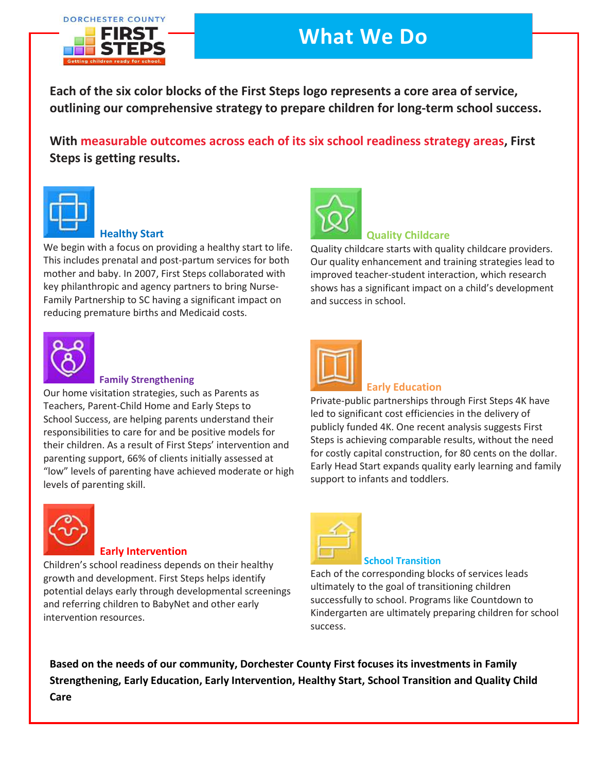Dorchester County First Steps — Getting children ready for school.

# What We Do

**Each of the six color blocks of the First Steps logo represents a core area of service, outlining our comprehensive strategy to prepare children for long-term school success.**

**With measurable outcomes across each of its six school readiness strategy areas, First Steps is getting results.**

### Healthy Start

We begin with a focus on providing a healthy start to life. This includes prenatal and post-partum services for both mother and baby. In 2007, First Steps collaborated with key philanthropic and agency partners to bring Nurse-Family Partnership to SC having a significant impact on reducing premature births and Medicaid costs.

### Quality Childcare

Quality childcare starts with quality childcare providers. Our quality enhancement and training strategies lead to improved teacher-student interaction, which research shows has a significant impact on a child's development and success in school.

### Family Strengthening

Our home visitation strategies, such as Parents as Teachers, Parent-Child Home and Early Steps to School Success, are helping parents understand their responsibilities to care for and be positive models for their children. As a result of First Steps' intervention and parenting support, 66% of clients initially assessed at "low" levels of parenting have achieved moderate or high levels of parenting skill.

### Early Education

Private-public partnerships through First Steps 4K have led to significant cost efficiencies in the delivery of publicly funded 4K. One recent analysis suggests First Steps is achieving comparable results, without the need for costly capital construction, for 80 cents on the dollar. Early Head Start expands quality early learning and family support to infants and toddlers.

### Early Intervention

Children's school readiness depends on their healthy growth and development. First Steps helps identify potential delays early through developmental screenings and referring children to BabyNet and other early intervention resources.

### School Transition

Each of the corresponding blocks of services leads ultimately to the goal of transitioning children successfully to school. Programs like Countdown to Kindergarten are ultimately preparing children for school success.

**Based on the needs of our community, Dorchester County First focuses its investments in Family Strengthening, Early Education, Early Intervention, Healthy Start, School Transition and Quality Child Care**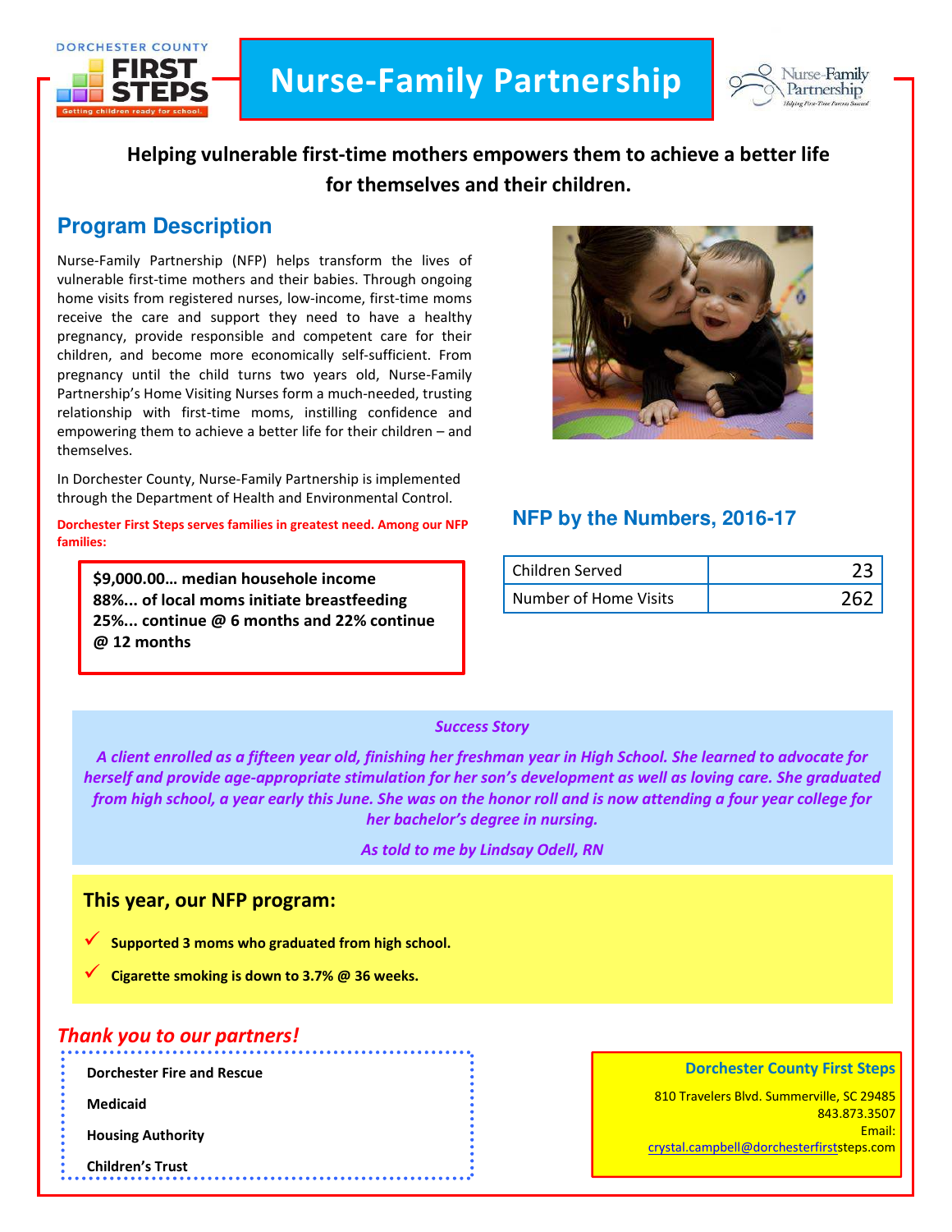DORCHESTER COUNTY FIRST STEPS
Getting children ready for school.

# Nurse-Family Partnership

Nurse-Family Partnership — Helping First-Time Parents Succeed

**Helping vulnerable first-time mothers empowers them to achieve a better life for themselves and their children.**

## Program Description

Nurse-Family Partnership (NFP) helps transform the lives of vulnerable first-time mothers and their babies. Through ongoing home visits from registered nurses, low-income, first-time moms receive the care and support they need to have a healthy pregnancy, provide responsible and competent care for their children, and become more economically self-sufficient. From pregnancy until the child turns two years old, Nurse-Family Partnership's Home Visiting Nurses form a much-needed, trusting relationship with first-time moms, instilling confidence and empowering them to achieve a better life for their children – and themselves.

In Dorchester County, Nurse-Family Partnership is implemented through the Department of Health and Environmental Control.

**Dorchester First Steps serves families in greatest need. Among our NFP families:**

**$9,000.00… median househole income**
**88%... of local moms initiate breastfeeding**
**25%... continue @ 6 months and 22% continue @ 12 months**

## NFP by the Numbers, 2016-17

| | |
|---|---|
| Children Served | 23 |
| Number of Home Visits | 262 |

***Success Story***

***A client enrolled as a fifteen year old, finishing her freshman year in High School. She learned to advocate for herself and provide age-appropriate stimulation for her son's development as well as loving care. She graduated from high school, a year early this June. She was on the honor roll and is now attending a four year college for her bachelor's degree in nursing.***

***As told to me by Lindsay Odell, RN***

## This year, our NFP program:

- ✓ **Supported 3 moms who graduated from high school.**
- ✓ **Cigarette smoking is down to 3.7% @ 36 weeks.**

## *Thank you to our partners!*

**Dorchester Fire and Rescue**

**Medicaid**

**Housing Authority**

**Children's Trust**

**Dorchester County First Steps**

810 Travelers Blvd. Summerville, SC 29485
843.873.3507
Email:
crystal.campbell@dorchesterfirststeps.com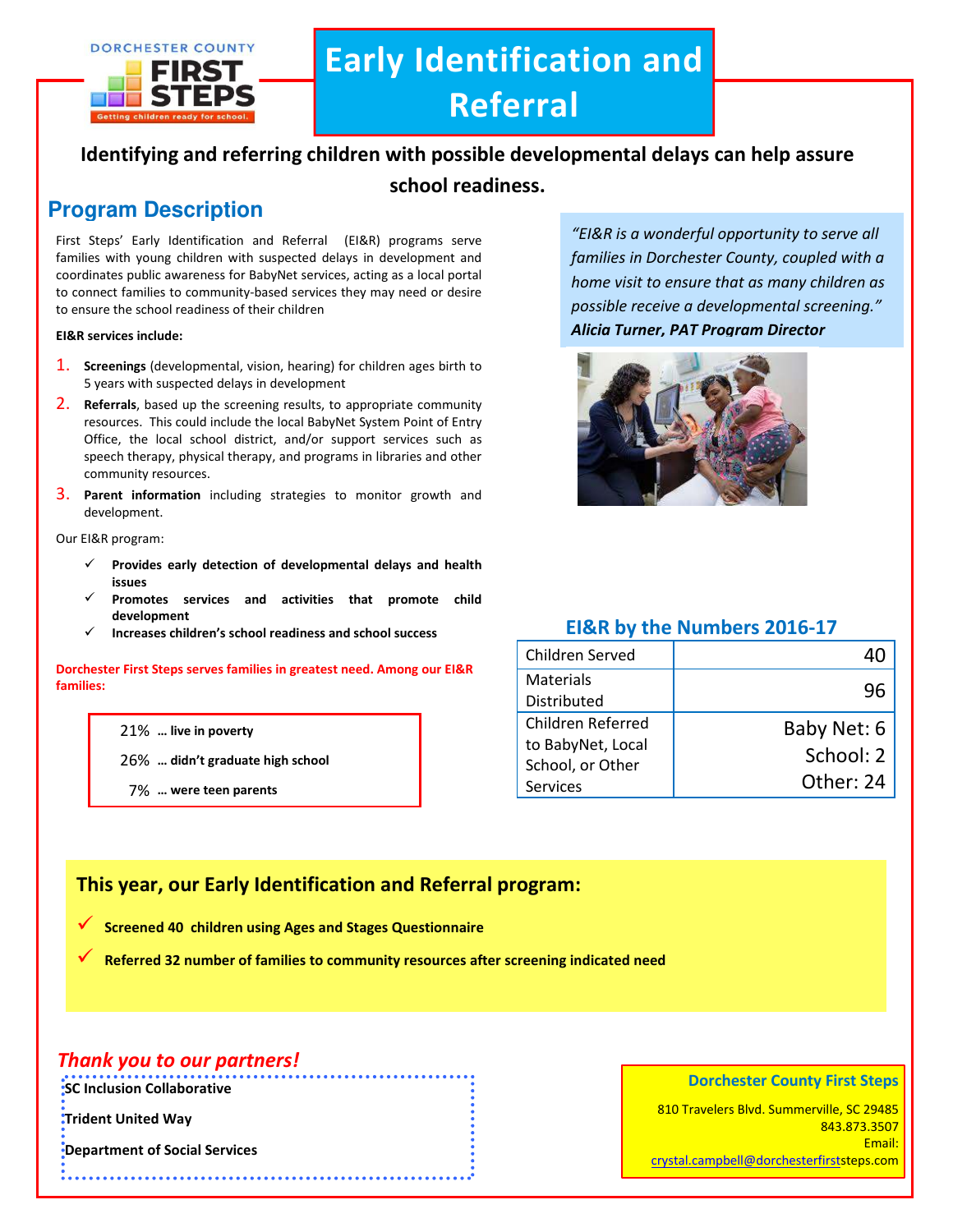DORCHESTER COUNTY FIRST STEPS
Getting children ready for school.

# Early Identification and Referral

**Identifying and referring children with possible developmental delays can help assure school readiness.**

## Program Description

First Steps' Early Identification and Referral (EI&R) programs serve families with young children with suspected delays in development and coordinates public awareness for BabyNet services, acting as a local portal to connect families to community-based services they may need or desire to ensure the school readiness of their children

**EI&R services include:**

1. **Screenings** (developmental, vision, hearing) for children ages birth to 5 years with suspected delays in development
2. **Referrals**, based up the screening results, to appropriate community resources. This could include the local BabyNet System Point of Entry Office, the local school district, and/or support services such as speech therapy, physical therapy, and programs in libraries and other community resources.
3. **Parent information** including strategies to monitor growth and development.

Our EI&R program:

- ✓ **Provides early detection of developmental delays and health issues**
- ✓ **Promotes services and activities that promote child development**
- ✓ **Increases children's school readiness and school success**

**Dorchester First Steps serves families in greatest need. Among our EI&R families:**

- 21% **… live in poverty**
- 26% **… didn't graduate high school**
- 7% **… were teen parents**

*"EI&R is a wonderful opportunity to serve all families in Dorchester County, coupled with a home visit to ensure that as many children as possible receive a developmental screening."*
***Alicia Turner, PAT Program Director***

### EI&R by the Numbers 2016-17

| | |
|---|---|
| Children Served | 40 |
| Materials Distributed | 96 |
| Children Referred to BabyNet, Local School, or Other Services | Baby Net: 6<br>School: 2<br>Other: 24 |

### This year, our Early Identification and Referral program:

- ✓ **Screened 40 children using Ages and Stages Questionnaire**
- ✓ **Referred 32 number of families to community resources after screening indicated need**

### *Thank you to our partners!*

**SC Inclusion Collaborative**

**Trident United Way**

**Department of Social Services**

**Dorchester County First Steps**

810 Travelers Blvd. Summerville, SC 29485
843.873.3507
Email:
crystal.campbell@dorchesterfirststeps.com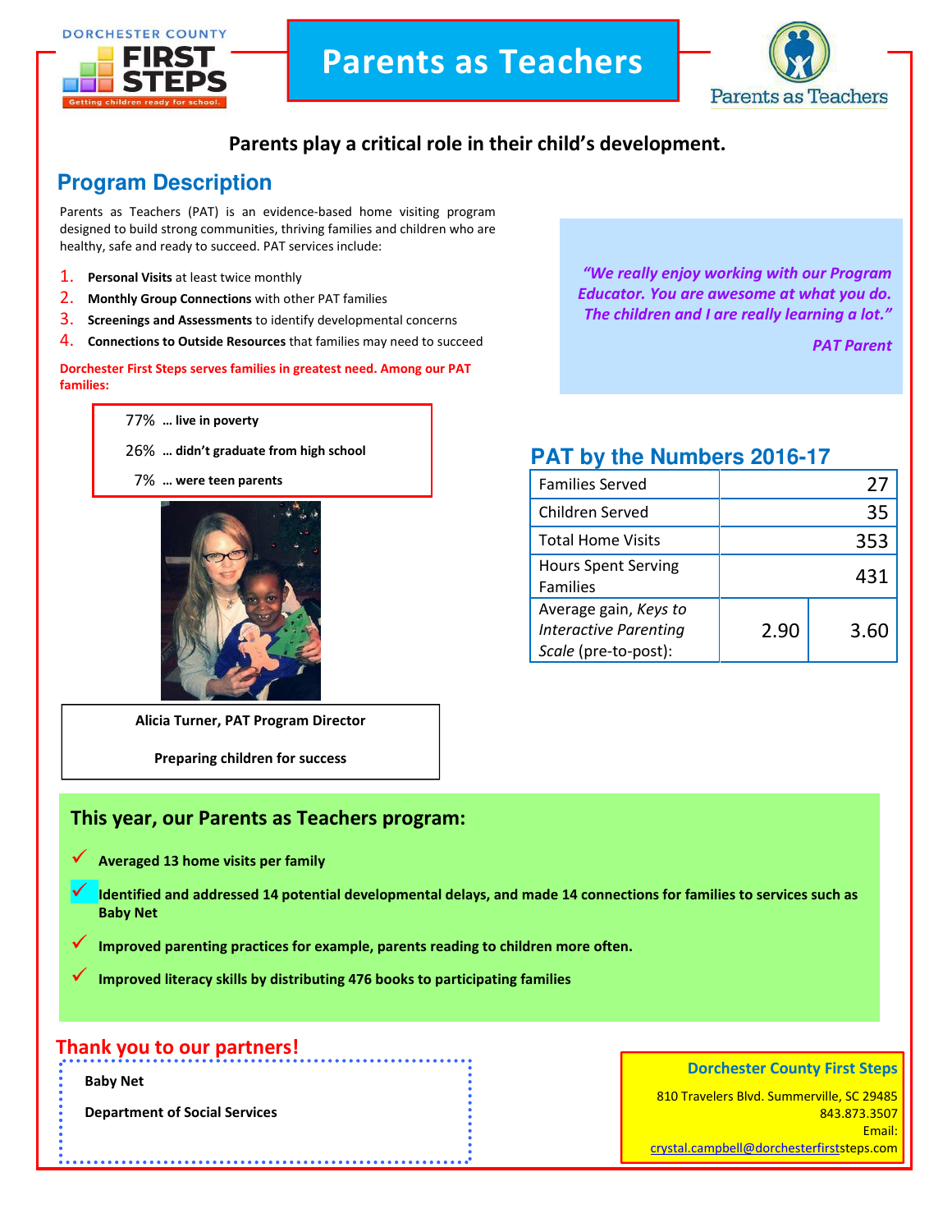DORCHESTER COUNTY FIRST STEPS

Getting children ready for school.

# Parents as Teachers

Parents as Teachers

**Parents play a critical role in their child's development.**

## Program Description

Parents as Teachers (PAT) is an evidence-based home visiting program designed to build strong communities, thriving families and children who are healthy, safe and ready to succeed. PAT services include:

1. **Personal Visits** at least twice monthly
2. **Monthly Group Connections** with other PAT families
3. **Screenings and Assessments** to identify developmental concerns
4. **Connections to Outside Resources** that families may need to succeed

**Dorchester First Steps serves families in greatest need. Among our PAT families:**

77% **… live in poverty**

26% **… didn't graduate from high school**

7% **… were teen parents**

**Alicia Turner, PAT Program Director**

**Preparing children for success**

*"We really enjoy working with our Program Educator. You are awesome at what you do. The children and I are really learning a lot."*

*PAT Parent*

## PAT by the Numbers 2016-17

| | | |
|---|---|---|
| Families Served | | 27 |
| Children Served | | 35 |
| Total Home Visits | | 353 |
| Hours Spent Serving Families | | 431 |
| Average gain, *Keys to Interactive Parenting Scale* (pre-to-post): | 2.90 | 3.60 |

### This year, our Parents as Teachers program:

- ✓ **Averaged 13 home visits per family**
- ✓ **Identified and addressed 14 potential developmental delays, and made 14 connections for families to services such as Baby Net**
- ✓ **Improved parenting practices for example, parents reading to children more often.**
- ✓ **Improved literacy skills by distributing 476 books to participating families**

## Thank you to our partners!

**Baby Net**

**Department of Social Services**

**Dorchester County First Steps**

810 Travelers Blvd. Summerville, SC 29485
843.873.3507
Email:
crystal.campbell@dorchesterfirststeps.com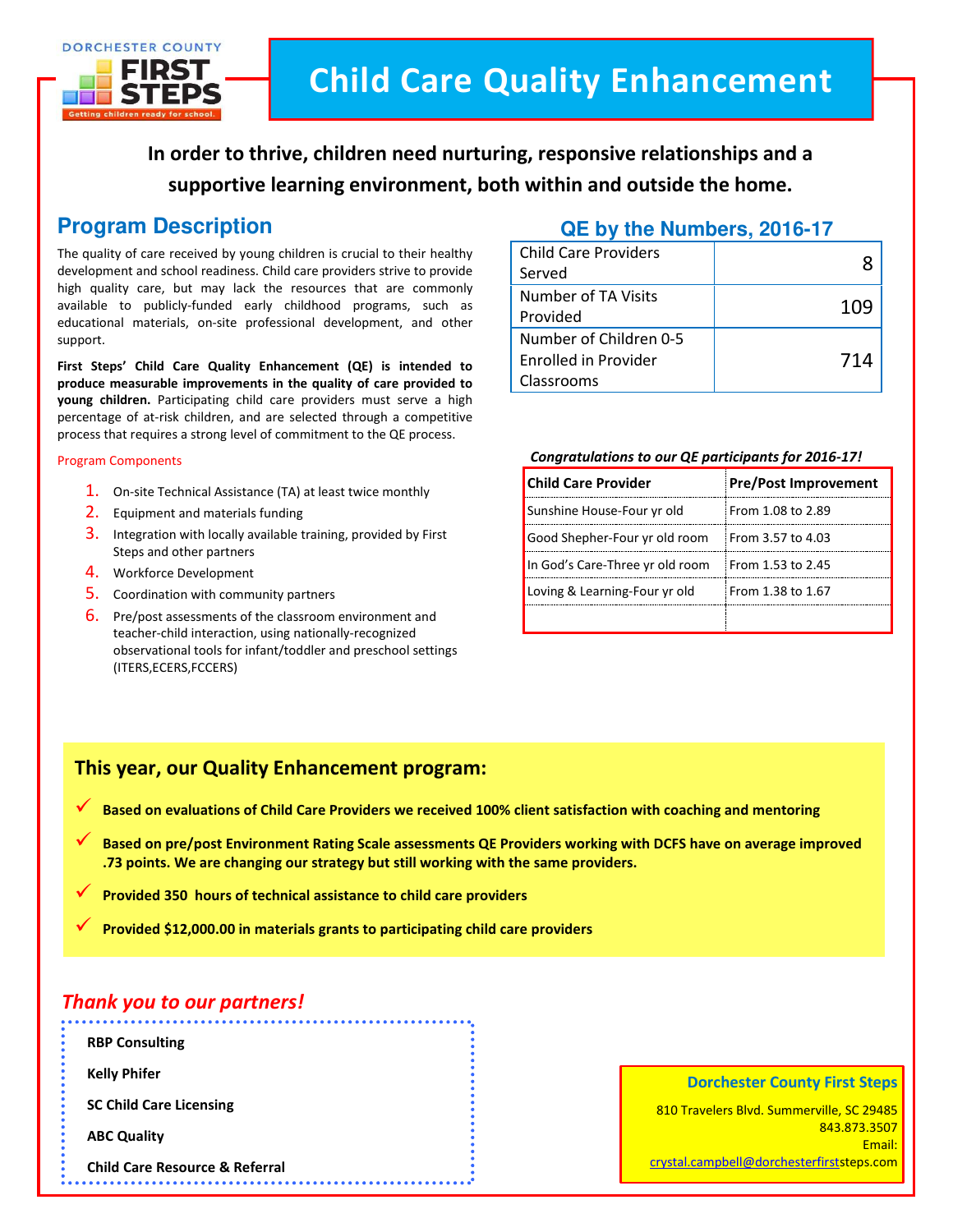DORCHESTER COUNTY FIRST STEPS

Getting children ready for school.

# Child Care Quality Enhancement

**In order to thrive, children need nurturing, responsive relationships and a supportive learning environment, both within and outside the home.**

## Program Description

The quality of care received by young children is crucial to their healthy development and school readiness. Child care providers strive to provide high quality care, but may lack the resources that are commonly available to publicly-funded early childhood programs, such as educational materials, on-site professional development, and other support.

**First Steps' Child Care Quality Enhancement (QE) is intended to produce measurable improvements in the quality of care provided to young children.** Participating child care providers must serve a high percentage of at-risk children, and are selected through a competitive process that requires a strong level of commitment to the QE process.

Program Components

1. On-site Technical Assistance (TA) at least twice monthly
2. Equipment and materials funding
3. Integration with locally available training, provided by First Steps and other partners
4. Workforce Development
5. Coordination with community partners
6. Pre/post assessments of the classroom environment and teacher-child interaction, using nationally-recognized observational tools for infant/toddler and preschool settings (ITERS,ECERS,FCCERS)

## QE by the Numbers, 2016-17

| | |
|---|---|
| Child Care Providers Served | 8 |
| Number of TA Visits Provided | 109 |
| Number of Children 0-5 Enrolled in Provider Classrooms | 714 |

***Congratulations to our QE participants for 2016-17!***

| Child Care Provider | Pre/Post Improvement |
|---|---|
| Sunshine House-Four yr old | From 1.08 to 2.89 |
| Good Shepher-Four yr old room | From 3.57 to 4.03 |
| In God's Care-Three yr old room | From 1.53 to 2.45 |
| Loving & Learning-Four yr old | From 1.38 to 1.67 |
| | |

## This year, our Quality Enhancement program:

- ✓ **Based on evaluations of Child Care Providers we received 100% client satisfaction with coaching and mentoring**
- ✓ **Based on pre/post Environment Rating Scale assessments QE Providers working with DCFS have on average improved .73 points. We are changing our strategy but still working with the same providers.**
- ✓ **Provided 350 hours of technical assistance to child care providers**
- ✓ **Provided $12,000.00 in materials grants to participating child care providers**

*Thank you to our partners!*

**RBP Consulting**

**Kelly Phifer**

**SC Child Care Licensing**

**ABC Quality**

**Child Care Resource & Referral**

**Dorchester County First Steps**

810 Travelers Blvd. Summerville, SC 29485
843.873.3507
Email: crystal.campbell@dorchesterfirststeps.com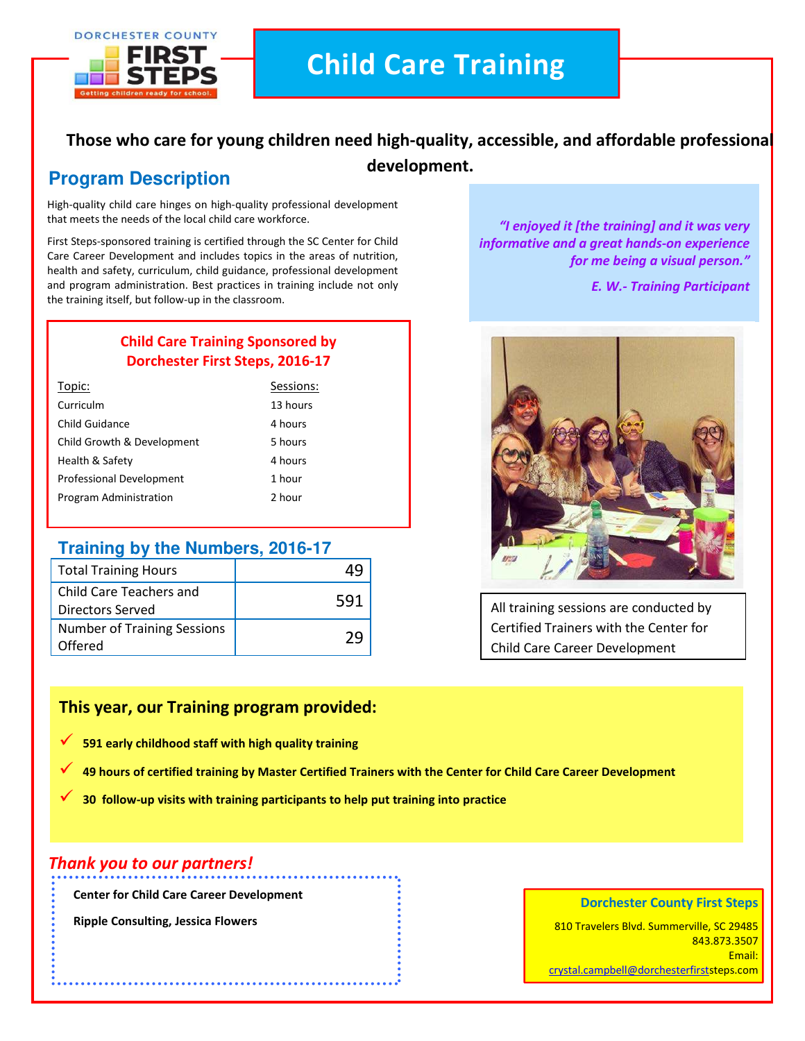DORCHESTER COUNTY FIRST STEPS
Getting children ready for school.

# Child Care Training

**Those who care for young children need high-quality, accessible, and affordable professional development.**

## Program Description

High-quality child care hinges on high-quality professional development that meets the needs of the local child care workforce.

First Steps-sponsored training is certified through the SC Center for Child Care Career Development and includes topics in the areas of nutrition, health and safety, curriculum, child guidance, professional development and program administration. Best practices in training include not only the training itself, but follow-up in the classroom.

*"I enjoyed it [the training] and it was very informative and a great hands-on experience for me being a visual person."*

*E. W.- Training Participant*

### Child Care Training Sponsored by Dorchester First Steps, 2016-17

| Topic: | Sessions: |
|---|---|
| Curriculm | 13 hours |
| Child Guidance | 4 hours |
| Child Growth & Development | 5 hours |
| Health & Safety | 4 hours |
| Professional Development | 1 hour |
| Program Administration | 2 hour |

### Training by the Numbers, 2016-17

| | |
|---|---|
| Total Training Hours | 49 |
| Child Care Teachers and Directors Served | 591 |
| Number of Training Sessions Offered | 29 |

All training sessions are conducted by Certified Trainers with the Center for Child Care Career Development

### This year, our Training program provided:

- ✓ **591 early childhood staff with high quality training**
- ✓ **49 hours of certified training by Master Certified Trainers with the Center for Child Care Career Development**
- ✓ **30 follow-up visits with training participants to help put training into practice**

### *Thank you to our partners!*

**Center for Child Care Career Development**

**Ripple Consulting, Jessica Flowers**

**Dorchester County First Steps**

810 Travelers Blvd. Summerville, SC 29485
843.873.3507
Email:
crystal.campbell@dorchesterfirststeps.com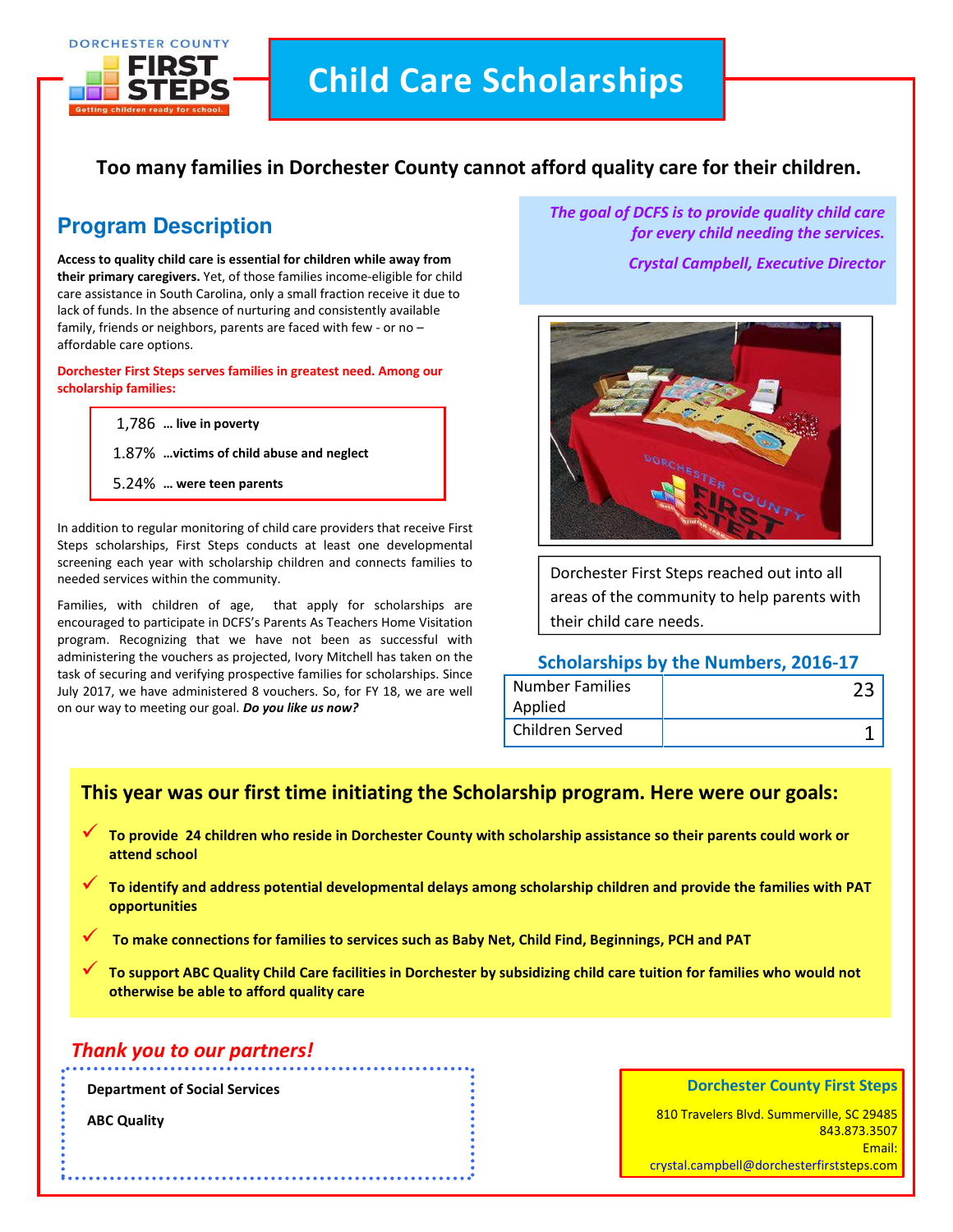DORCHESTER COUNTY FIRST STEPS
Getting children ready for school.

# Child Care Scholarships

**Too many families in Dorchester County cannot afford quality care for their children.**

## Program Description

**Access to quality child care is essential for children while away from their primary caregivers.** Yet, of those families income-eligible for child care assistance in South Carolina, only a small fraction receive it due to lack of funds. In the absence of nurturing and consistently available family, friends or neighbors, parents are faced with few - or no – affordable care options.

**Dorchester First Steps serves families in greatest need. Among our scholarship families:**

| | |
|---|---|
| 1,786 | **… live in poverty** |
| 1.87% | **…victims of child abuse and neglect** |
| 5.24% | **… were teen parents** |

In addition to regular monitoring of child care providers that receive First Steps scholarships, First Steps conducts at least one developmental screening each year with scholarship children and connects families to needed services within the community.

Families, with children of age, that apply for scholarships are encouraged to participate in DCFS's Parents As Teachers Home Visitation program. Recognizing that we have not been as successful with administering the vouchers as projected, Ivory Mitchell has taken on the task of securing and verifying prospective families for scholarships. Since July 2017, we have administered 8 vouchers. So, for FY 18, we are well on our way to meeting our goal. ***Do you like us now?***

*The goal of DCFS is to provide quality child care for every child needing the services.*

*Crystal Campbell, Executive Director*

Dorchester First Steps reached out into all areas of the community to help parents with their child care needs.

### Scholarships by the Numbers, 2016-17

| | |
|---|---|
| Number Families Applied | 23 |
| Children Served | 1 |

### This year was our first time initiating the Scholarship program. Here were our goals:

- ✓ **To provide 24 children who reside in Dorchester County with scholarship assistance so their parents could work or attend school**
- ✓ **To identify and address potential developmental delays among scholarship children and provide the families with PAT opportunities**
- ✓ **To make connections for families to services such as Baby Net, Child Find, Beginnings, PCH and PAT**
- ✓ **To support ABC Quality Child Care facilities in Dorchester by subsidizing child care tuition for families who would not otherwise be able to afford quality care**

## *Thank you to our partners!*

**Department of Social Services**

**ABC Quality**

**Dorchester County First Steps**

810 Travelers Blvd. Summerville, SC 29485
843.873.3507
Email:
crystal.campbell@dorchesterfirststeps.com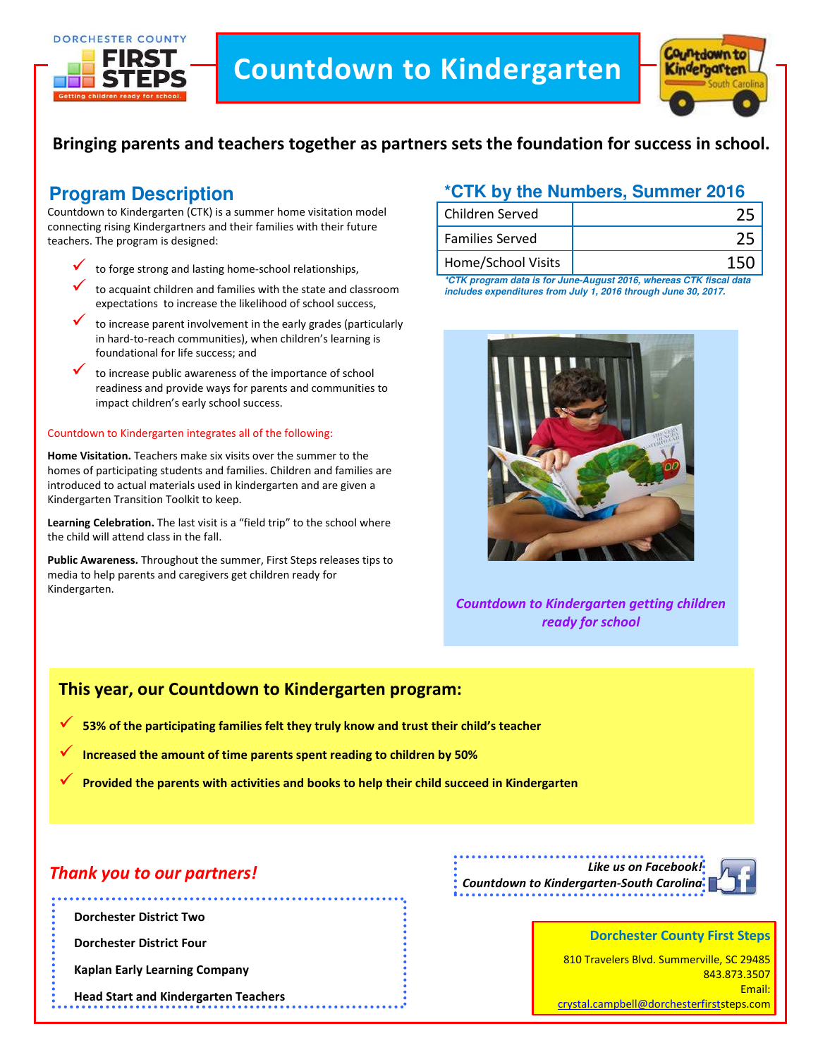# Countdown to Kindergarten

DORCHESTER COUNTY FIRST STEPS — Getting children ready for school.

**Bringing parents and teachers together as partners sets the foundation for success in school.**

## Program Description

Countdown to Kindergarten (CTK) is a summer home visitation model connecting rising Kindergartners and their families with their future teachers. The program is designed:

- ✓ to forge strong and lasting home-school relationships,
- ✓ to acquaint children and families with the state and classroom expectations to increase the likelihood of school success,
- ✓ to increase parent involvement in the early grades (particularly in hard-to-reach communities), when children's learning is foundational for life success; and
- ✓ to increase public awareness of the importance of school readiness and provide ways for parents and communities to impact children's early school success.

Countdown to Kindergarten integrates all of the following:

**Home Visitation.** Teachers make six visits over the summer to the homes of participating students and families. Children and families are introduced to actual materials used in kindergarten and are given a Kindergarten Transition Toolkit to keep.

**Learning Celebration.** The last visit is a "field trip" to the school where the child will attend class in the fall.

**Public Awareness.** Throughout the summer, First Steps releases tips to media to help parents and caregivers get children ready for Kindergarten.

## *CTK by the Numbers, Summer 2016

| | |
|---|---|
| Children Served | 25 |
| Families Served | 25 |
| Home/School Visits | 150 |

*\*CTK program data is for June-August 2016, whereas CTK fiscal data includes expenditures from July 1, 2016 through June 30, 2017.*

*Countdown to Kindergarten getting children ready for school*

## This year, our Countdown to Kindergarten program:

- ✓ **53% of the participating families felt they truly know and trust their child's teacher**
- ✓ **Increased the amount of time parents spent reading to children by 50%**
- ✓ **Provided the parents with activities and books to help their child succeed in Kindergarten**

## *Thank you to our partners!*

**Dorchester District Two**

**Dorchester District Four**

**Kaplan Early Learning Company**

**Head Start and Kindergarten Teachers**

***Like us on Facebook!***
***Countdown to Kindergarten-South Carolina***

**Dorchester County First Steps**
810 Travelers Blvd. Summerville, SC 29485
843.873.3507
Email:
crystal.campbell@dorchesterfirststeps.com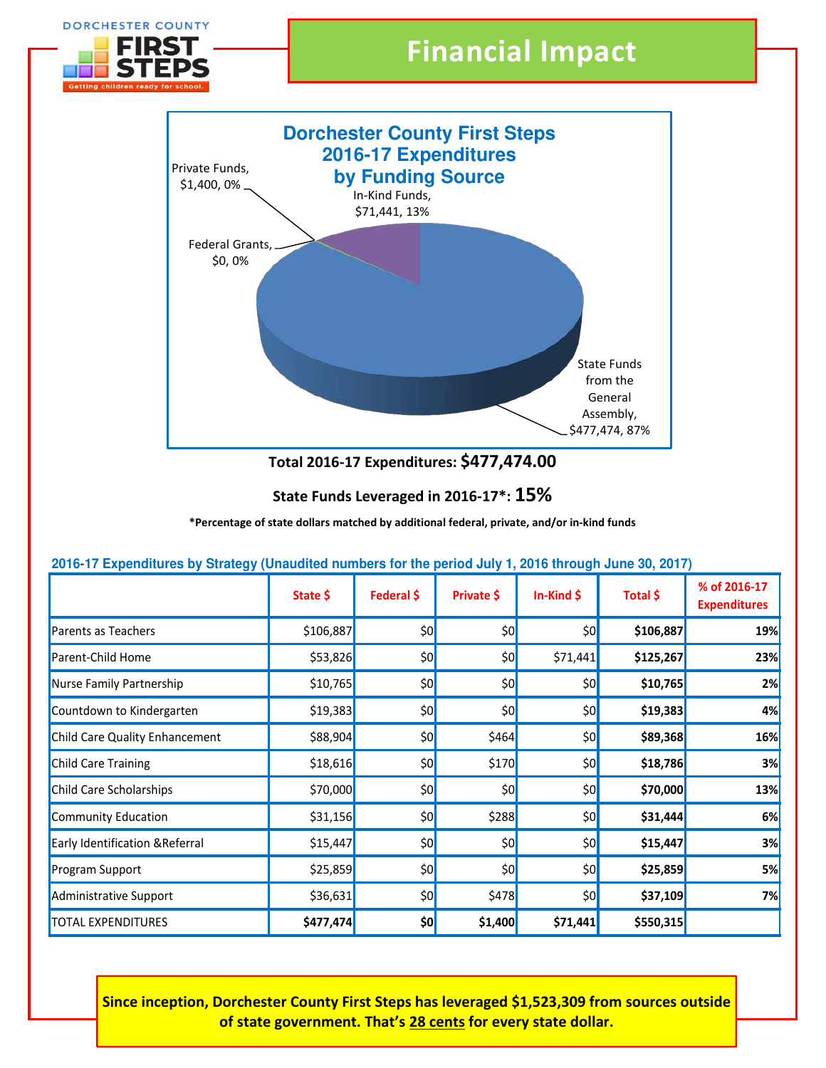DORCHESTER COUNTY FIRST STEPS

Getting children ready for school.

# Financial Impact

## Dorchester County First Steps 2016-17 Expenditures by Funding Source

Private Funds, $1,400, 0%

In-Kind Funds, $71,441, 13%

Federal Grants, $0, 0%

State Funds from the General Assembly, $477,474, 87%

**Total 2016-17 Expenditures: $477,474.00**

**State Funds Leveraged in 2016-17*: 15%**

***Percentage of state dollars matched by additional federal, private, and/or in-kind funds**

**2016-17 Expenditures by Strategy (Unaudited numbers for the period July 1, 2016 through June 30, 2017)**

| | State $ | Federal $ | Private $ | In-Kind $ | Total $ | % of 2016-17 Expenditures |
|---|---|---|---|---|---|---|
| Parents as Teachers | $106,887 | $0 | $0 | $0 | **$106,887** | **19%** |
| Parent-Child Home | $53,826 | $0 | $0 | $71,441 | **$125,267** | **23%** |
| Nurse Family Partnership | $10,765 | $0 | $0 | $0 | **$10,765** | **2%** |
| Countdown to Kindergarten | $19,383 | $0 | $0 | $0 | **$19,383** | **4%** |
| Child Care Quality Enhancement | $88,904 | $0 | $464 | $0 | **$89,368** | **16%** |
| Child Care Training | $18,616 | $0 | $170 | $0 | **$18,786** | **3%** |
| Child Care Scholarships | $70,000 | $0 | $0 | $0 | **$70,000** | **13%** |
| Community Education | $31,156 | $0 | $288 | $0 | **$31,444** | **6%** |
| Early Identification &Referral | $15,447 | $0 | $0 | $0 | **$15,447** | **3%** |
| Program Support | $25,859 | $0 | $0 | $0 | **$25,859** | **5%** |
| Administrative Support | $36,631 | $0 | $478 | $0 | **$37,109** | **7%** |
| TOTAL EXPENDITURES | **$477,474** | **$0** | **$1,400** | **$71,441** | **$550,315** | |

**Since inception, Dorchester County First Steps has leveraged $1,523,309 from sources outside of state government. That's 28 cents for every state dollar.**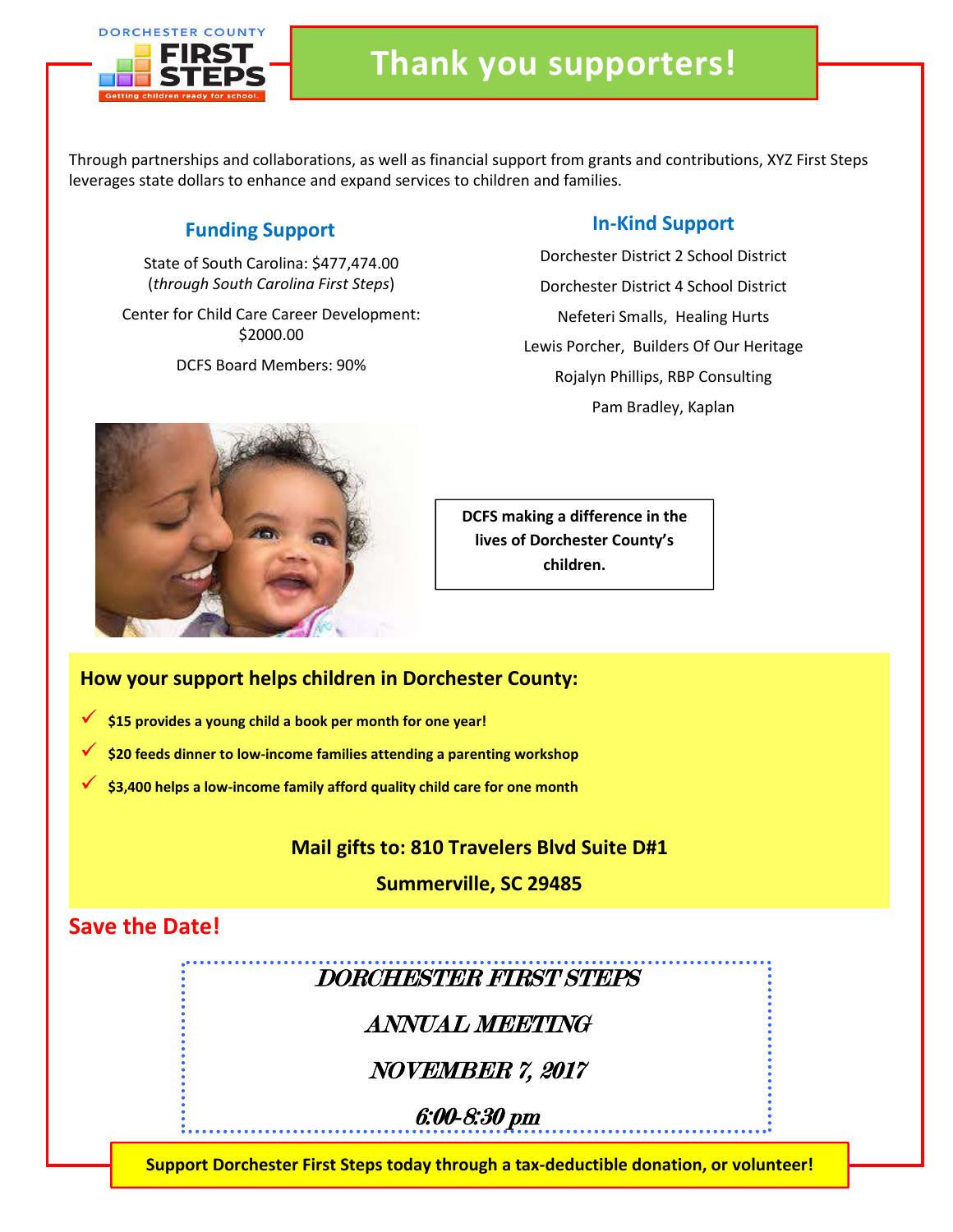DORCHESTER COUNTY FIRST STEPS

Getting children ready for school.

# Thank you supporters!

Through partnerships and collaborations, as well as financial support from grants and contributions, XYZ First Steps leverages state dollars to enhance and expand services to children and families.

## Funding Support

State of South Carolina: $477,474.00
(*through South Carolina First Steps*)

Center for Child Care Career Development: $2000.00

DCFS Board Members: 90%

## In-Kind Support

Dorchester District 2 School District

Dorchester District 4 School District

Nefeteri Smalls, Healing Hurts

Lewis Porcher, Builders Of Our Heritage

Rojalyn Phillips, RBP Consulting

Pam Bradley, Kaplan

**DCFS making a difference in the lives of Dorchester County's children.**

### How your support helps children in Dorchester County:

- ✓ **$15 provides a young child a book per month for one year!**
- ✓ **$20 feeds dinner to low-income families attending a parenting workshop**
- ✓ **$3,400 helps a low-income family afford quality child care for one month**

**Mail gifts to: 810 Travelers Blvd Suite D#1**

**Summerville, SC 29485**

## Save the Date!

*DORCHESTER FIRST STEPS*

*ANNUAL MEETING*

*NOVEMBER 7, 2017*

*6:00-8:30 pm*

**Support Dorchester First Steps today through a tax-deductible donation, or volunteer!**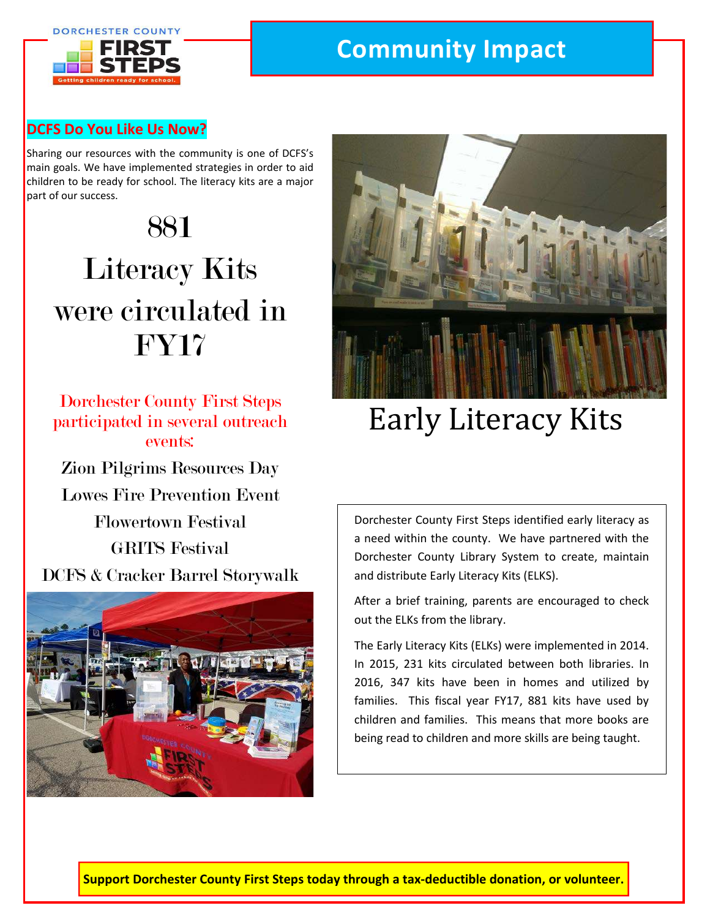DORCHESTER COUNTY FIRST STEPS
Getting children ready for school.

# Community Impact

## DCFS Do You Like Us Now?

Sharing our resources with the community is one of DCFS's main goals. We have implemented strategies in order to aid children to be ready for school. The literacy kits are a major part of our success.

**881 Literacy Kits were circulated in FY17**

Dorchester County First Steps participated in several outreach events:

- Zion Pilgrims Resources Day
- Lowes Fire Prevention Event
- Flowertown Festival
- GRITS Festival
- DCFS & Cracker Barrel Storywalk

## Early Literacy Kits

Dorchester County First Steps identified early literacy as a need within the county. We have partnered with the Dorchester County Library System to create, maintain and distribute Early Literacy Kits (ELKS).

After a brief training, parents are encouraged to check out the ELKs from the library.

The Early Literacy Kits (ELKs) were implemented in 2014. In 2015, 231 kits circulated between both libraries. In 2016, 347 kits have been in homes and utilized by families. This fiscal year FY17, 881 kits have used by children and families. This means that more books are being read to children and more skills are being taught.

**Support Dorchester County First Steps today through a tax-deductible donation, or volunteer.**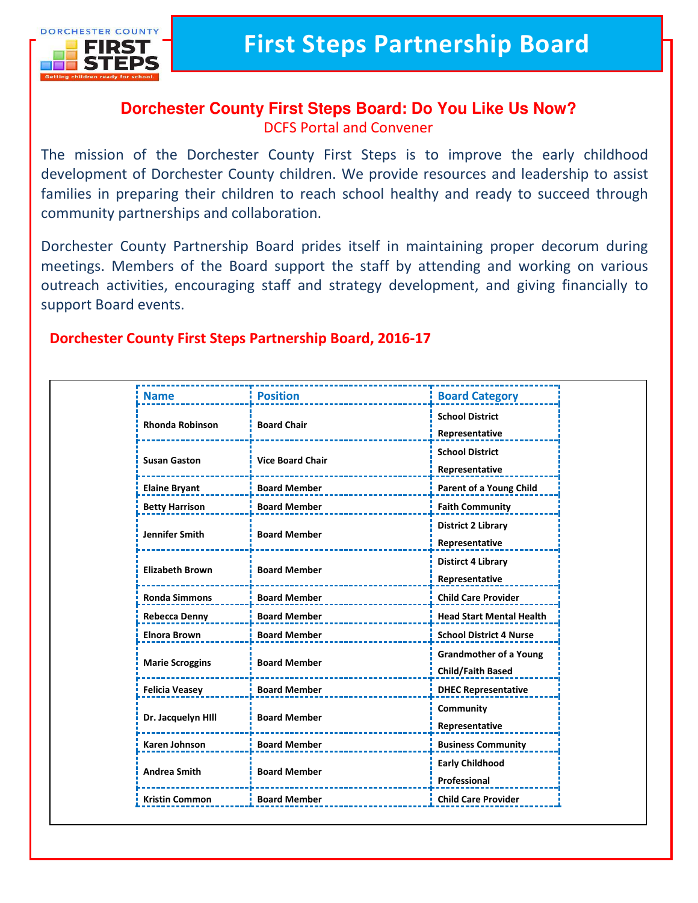# First Steps Partnership Board

## Dorchester County First Steps Board: Do You Like Us Now?

DCFS Portal and Convener

The mission of the Dorchester County First Steps is to improve the early childhood development of Dorchester County children. We provide resources and leadership to assist families in preparing their children to reach school healthy and ready to succeed through community partnerships and collaboration.

Dorchester County Partnership Board prides itself in maintaining proper decorum during meetings. Members of the Board support the staff by attending and working on various outreach activities, encouraging staff and strategy development, and giving financially to support Board events.

### Dorchester County First Steps Partnership Board, 2016-17

| Name | Position | Board Category |
|---|---|---|
| Rhonda Robinson | Board Chair | School District Representative |
| Susan Gaston | Vice Board Chair | School District Representative |
| Elaine Bryant | Board Member | Parent of a Young Child |
| Betty Harrison | Board Member | Faith Community |
| Jennifer Smith | Board Member | District 2 Library Representative |
| Elizabeth Brown | Board Member | Disitrct 4 Library Representative |
| Ronda Simmons | Board Member | Child Care Provider |
| Rebecca Denny | Board Member | Head Start Mental Health |
| Elnora Brown | Board Member | School District 4 Nurse |
| Marie Scroggins | Board Member | Grandmother of a Young Child/Faith Based |
| Felicia Veasey | Board Member | DHEC Representative |
| Dr. Jacquelyn HIll | Board Member | Community Representative |
| Karen Johnson | Board Member | Business Community |
| Andrea Smith | Board Member | Early Childhood Professional |
| Kristin Common | Board Member | Child Care Provider |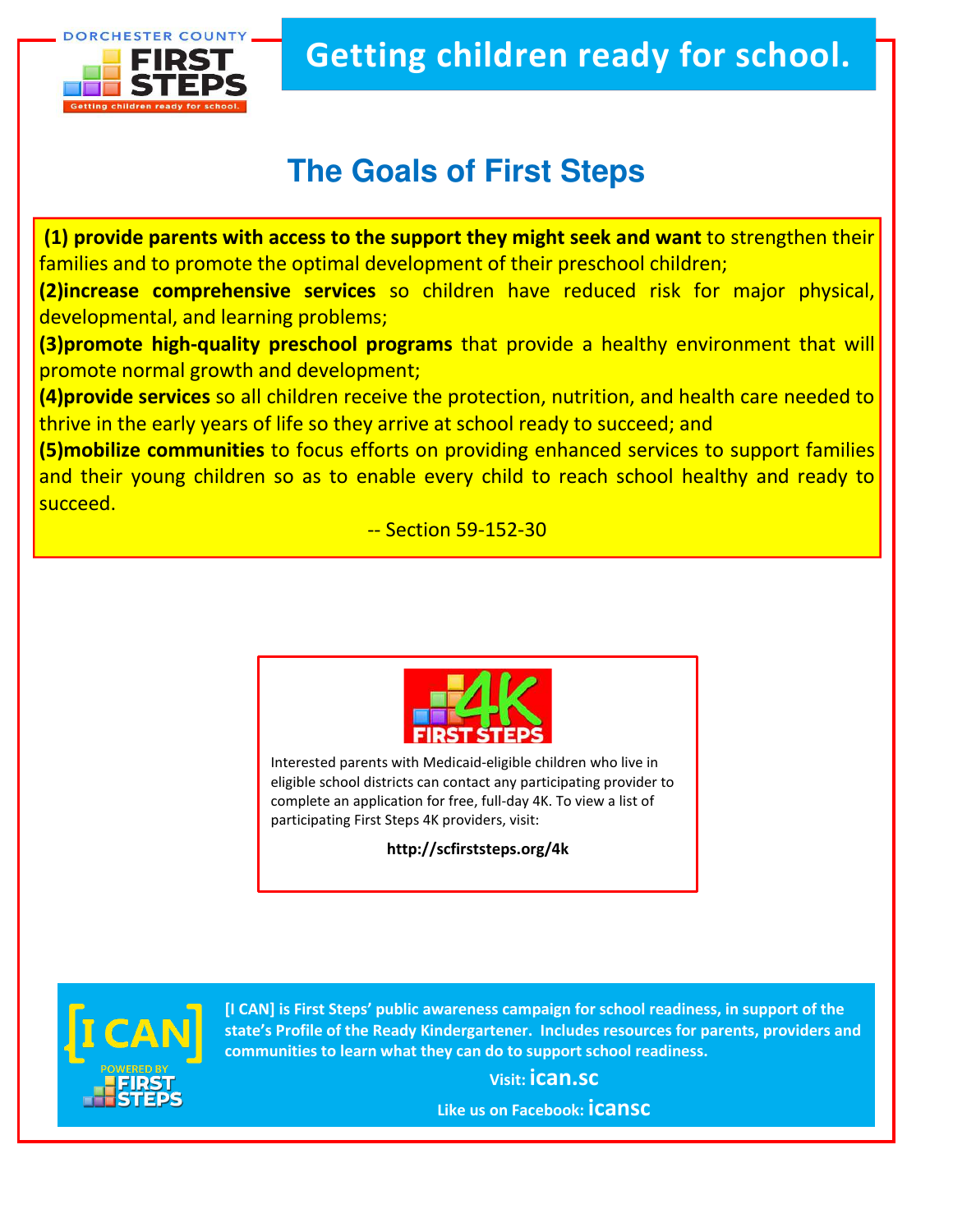DORCHESTER COUNTY FIRST STEPS

Getting children ready for school.

# Getting children ready for school.

## The Goals of First Steps

**(1) provide parents with access to the support they might seek and want** to strengthen their families and to promote the optimal development of their preschool children;
**(2)increase comprehensive services** so children have reduced risk for major physical, developmental, and learning problems;
**(3)promote high-quality preschool programs** that provide a healthy environment that will promote normal growth and development;
**(4)provide services** so all children receive the protection, nutrition, and health care needed to thrive in the early years of life so they arrive at school ready to succeed; and
**(5)mobilize communities** to focus efforts on providing enhanced services to support families and their young children so as to enable every child to reach school healthy and ready to succeed.

-- Section 59-152-30

4K FIRST STEPS

Interested parents with Medicaid-eligible children who live in eligible school districts can contact any participating provider to complete an application for free, full-day 4K. To view a list of participating First Steps 4K providers, visit:

**http://scfirststeps.org/4k**

[I CAN] POWERED BY FIRST STEPS

**[I CAN] is First Steps' public awareness campaign for school readiness, in support of the state's Profile of the Ready Kindergartener. Includes resources for parents, providers and communities to learn what they can do to support school readiness.**

**Visit: ican.sc**

**Like us on Facebook: icansc**